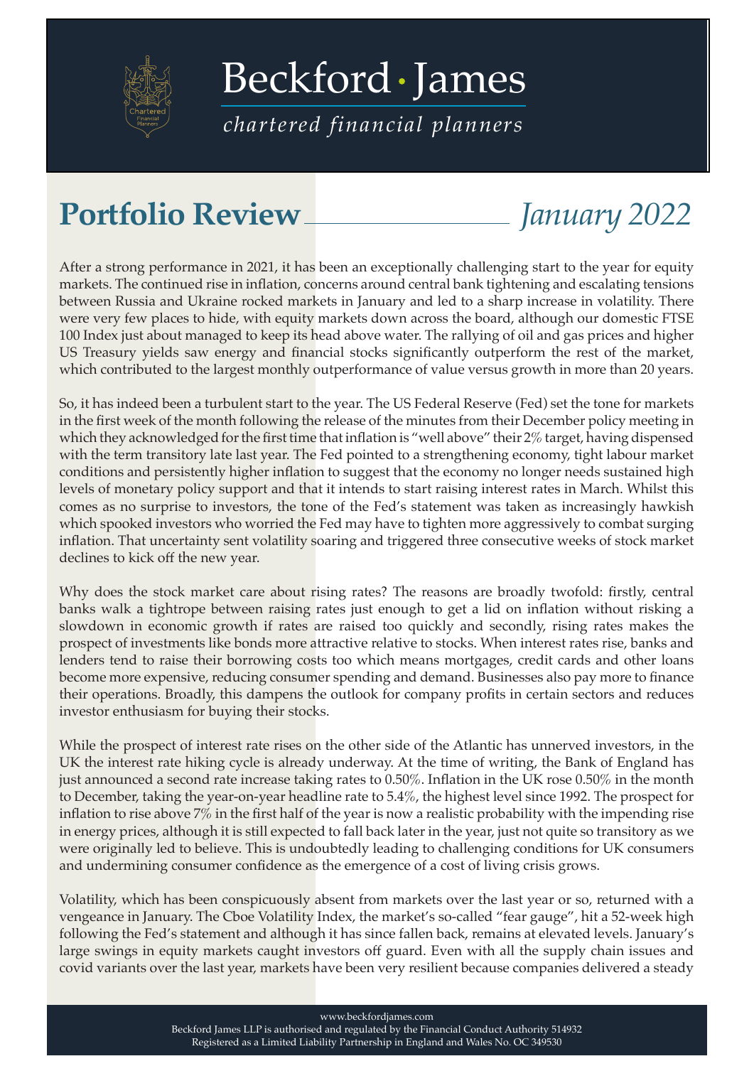# Beckford · James

*chartered financial planners*

# Portfolio Review *January 2022*

After a strong performance in 2021, it has been an exceptionally challenging start to the year for equity markets. The continued rise in inflation, concerns around central bank tightening and escalating tensions between Russia and Ukraine rocked markets in January and led to a sharp increase in volatility. There were very few places to hide, with equity markets down across the board, although our domestic FTSE 100 Index just about managed to keep its head above water. The rallying of oil and gas prices and higher US Treasury yields saw energy and financial stocks significantly outperform the rest of the market, which contributed to the largest monthly outperformance of value versus growth in more than 20 years.

So, it has indeed been a turbulent start to the year. The US Federal Reserve (Fed) set the tone for markets in the first week of the month following the release of the minutes from their December policy meeting in which they acknowledged for the first time that inflation is "well above" their 2% target, having dispensed with the term transitory late last year. The Fed pointed to a strengthening economy, tight labour market conditions and persistently higher inflation to suggest that the economy no longer needs sustained high levels of monetary policy support and that it intends to start raising interest rates in March. Whilst this comes as no surprise to investors, the tone of the Fed's statement was taken as increasingly hawkish which spooked investors who worried the Fed may have to tighten more aggressively to combat surging inflation. That uncertainty sent volatility soaring and triggered three consecutive weeks of stock market declines to kick off the new year.

Why does the stock market care about rising rates? The reasons are broadly twofold: firstly, central banks walk a tightrope between raising rates just enough to get a lid on inflation without risking a slowdown in economic growth if rates are raised too quickly and secondly, rising rates makes the prospect of investments like bonds more attractive relative to stocks. When interest rates rise, banks and lenders tend to raise their borrowing costs too which means mortgages, credit cards and other loans become more expensive, reducing consumer spending and demand. Businesses also pay more to finance their operations. Broadly, this dampens the outlook for company profits in certain sectors and reduces investor enthusiasm for buying their stocks.

While the prospect of interest rate rises on the other side of the Atlantic has unnerved investors, in the UK the interest rate hiking cycle is already underway. At the time of writing, the Bank of England has just announced a second rate increase taking rates to 0.50%. Inflation in the UK rose 0.50% in the month to December, taking the year-on-year headline rate to 5.4%, the highest level since 1992. The prospect for inflation to rise above 7% in the first half of the year is now a realistic probability with the impending rise in energy prices, although it is still expected to fall back later in the year, just not quite so transitory as we were originally led to believe. This is undoubtedly leading to challenging conditions for UK consumers and undermining consumer confidence as the emergence of a cost of living crisis grows.

Volatility, which has been conspicuously absent from markets over the last year or so, returned with a vengeance in January. The Cboe Volatility Index, the market's so-called "fear gauge", hit a 52-week high following the Fed's statement and although it has since fallen back, remains at elevated levels. January's large swings in equity markets caught investors off guard. Even with all the supply chain issues and covid variants over the last year, markets have been very resilient because companies delivered a steady

www.beckfordjames.com
Beckford James LLP is authorised and regulated by the Financial Conduct Authority 514932
Registered as a Limited Liability Partnership in England and Wales No. OC 349530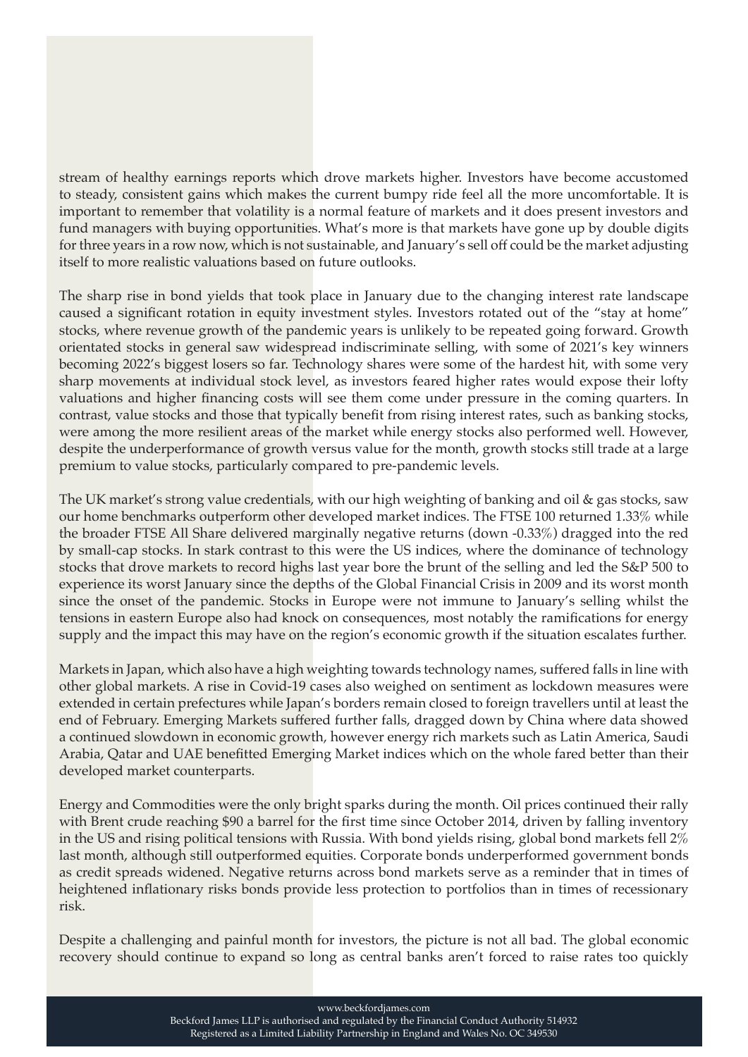stream of healthy earnings reports which drove markets higher. Investors have become accustomed to steady, consistent gains which makes the current bumpy ride feel all the more uncomfortable. It is important to remember that volatility is a normal feature of markets and it does present investors and fund managers with buying opportunities. What's more is that markets have gone up by double digits for three years in a row now, which is not sustainable, and January's sell off could be the market adjusting itself to more realistic valuations based on future outlooks.

The sharp rise in bond yields that took place in January due to the changing interest rate landscape caused a significant rotation in equity investment styles. Investors rotated out of the "stay at home" stocks, where revenue growth of the pandemic years is unlikely to be repeated going forward. Growth orientated stocks in general saw widespread indiscriminate selling, with some of 2021's key winners becoming 2022's biggest losers so far. Technology shares were some of the hardest hit, with some very sharp movements at individual stock level, as investors feared higher rates would expose their lofty valuations and higher financing costs will see them come under pressure in the coming quarters. In contrast, value stocks and those that typically benefit from rising interest rates, such as banking stocks, were among the more resilient areas of the market while energy stocks also performed well. However, despite the underperformance of growth versus value for the month, growth stocks still trade at a large premium to value stocks, particularly compared to pre-pandemic levels.

The UK market's strong value credentials, with our high weighting of banking and oil & gas stocks, saw our home benchmarks outperform other developed market indices. The FTSE 100 returned 1.33% while the broader FTSE All Share delivered marginally negative returns (down -0.33%) dragged into the red by small-cap stocks. In stark contrast to this were the US indices, where the dominance of technology stocks that drove markets to record highs last year bore the brunt of the selling and led the S&P 500 to experience its worst January since the depths of the Global Financial Crisis in 2009 and its worst month since the onset of the pandemic. Stocks in Europe were not immune to January's selling whilst the tensions in eastern Europe also had knock on consequences, most notably the ramifications for energy supply and the impact this may have on the region's economic growth if the situation escalates further.

Markets in Japan, which also have a high weighting towards technology names, suffered falls in line with other global markets. A rise in Covid-19 cases also weighed on sentiment as lockdown measures were extended in certain prefectures while Japan's borders remain closed to foreign travellers until at least the end of February. Emerging Markets suffered further falls, dragged down by China where data showed a continued slowdown in economic growth, however energy rich markets such as Latin America, Saudi Arabia, Qatar and UAE benefitted Emerging Market indices which on the whole fared better than their developed market counterparts.

Energy and Commodities were the only bright sparks during the month. Oil prices continued their rally with Brent crude reaching $90 a barrel for the first time since October 2014, driven by falling inventory in the US and rising political tensions with Russia. With bond yields rising, global bond markets fell 2% last month, although still outperformed equities. Corporate bonds underperformed government bonds as credit spreads widened. Negative returns across bond markets serve as a reminder that in times of heightened inflationary risks bonds provide less protection to portfolios than in times of recessionary risk.

Despite a challenging and painful month for investors, the picture is not all bad. The global economic recovery should continue to expand so long as central banks aren't forced to raise rates too quickly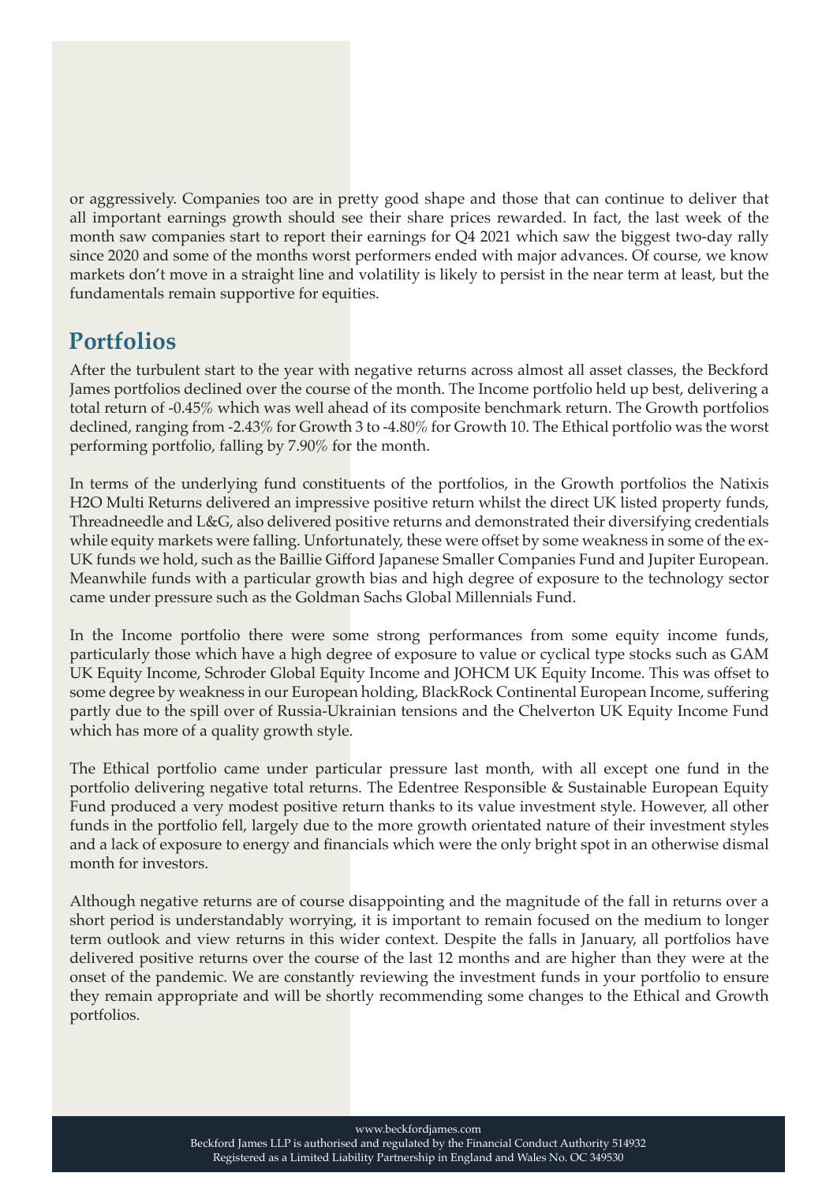or aggressively. Companies too are in pretty good shape and those that can continue to deliver that all important earnings growth should see their share prices rewarded. In fact, the last week of the month saw companies start to report their earnings for Q4 2021 which saw the biggest two-day rally since 2020 and some of the months worst performers ended with major advances. Of course, we know markets don't move in a straight line and volatility is likely to persist in the near term at least, but the fundamentals remain supportive for equities.

## Portfolios

After the turbulent start to the year with negative returns across almost all asset classes, the Beckford James portfolios declined over the course of the month. The Income portfolio held up best, delivering a total return of -0.45% which was well ahead of its composite benchmark return. The Growth portfolios declined, ranging from -2.43% for Growth 3 to -4.80% for Growth 10. The Ethical portfolio was the worst performing portfolio, falling by 7.90% for the month.

In terms of the underlying fund constituents of the portfolios, in the Growth portfolios the Natixis H2O Multi Returns delivered an impressive positive return whilst the direct UK listed property funds, Threadneedle and L&G, also delivered positive returns and demonstrated their diversifying credentials while equity markets were falling. Unfortunately, these were offset by some weakness in some of the ex-UK funds we hold, such as the Baillie Gifford Japanese Smaller Companies Fund and Jupiter European. Meanwhile funds with a particular growth bias and high degree of exposure to the technology sector came under pressure such as the Goldman Sachs Global Millennials Fund.

In the Income portfolio there were some strong performances from some equity income funds, particularly those which have a high degree of exposure to value or cyclical type stocks such as GAM UK Equity Income, Schroder Global Equity Income and JOHCM UK Equity Income. This was offset to some degree by weakness in our European holding, BlackRock Continental European Income, suffering partly due to the spill over of Russia-Ukrainian tensions and the Chelverton UK Equity Income Fund which has more of a quality growth style.

The Ethical portfolio came under particular pressure last month, with all except one fund in the portfolio delivering negative total returns. The Edentree Responsible & Sustainable European Equity Fund produced a very modest positive return thanks to its value investment style. However, all other funds in the portfolio fell, largely due to the more growth orientated nature of their investment styles and a lack of exposure to energy and financials which were the only bright spot in an otherwise dismal month for investors.

Although negative returns are of course disappointing and the magnitude of the fall in returns over a short period is understandably worrying, it is important to remain focused on the medium to longer term outlook and view returns in this wider context. Despite the falls in January, all portfolios have delivered positive returns over the course of the last 12 months and are higher than they were at the onset of the pandemic. We are constantly reviewing the investment funds in your portfolio to ensure they remain appropriate and will be shortly recommending some changes to the Ethical and Growth portfolios.

www.beckfordjames.com
Beckford James LLP is authorised and regulated by the Financial Conduct Authority 514932
Registered as a Limited Liability Partnership in England and Wales No. OC 349530